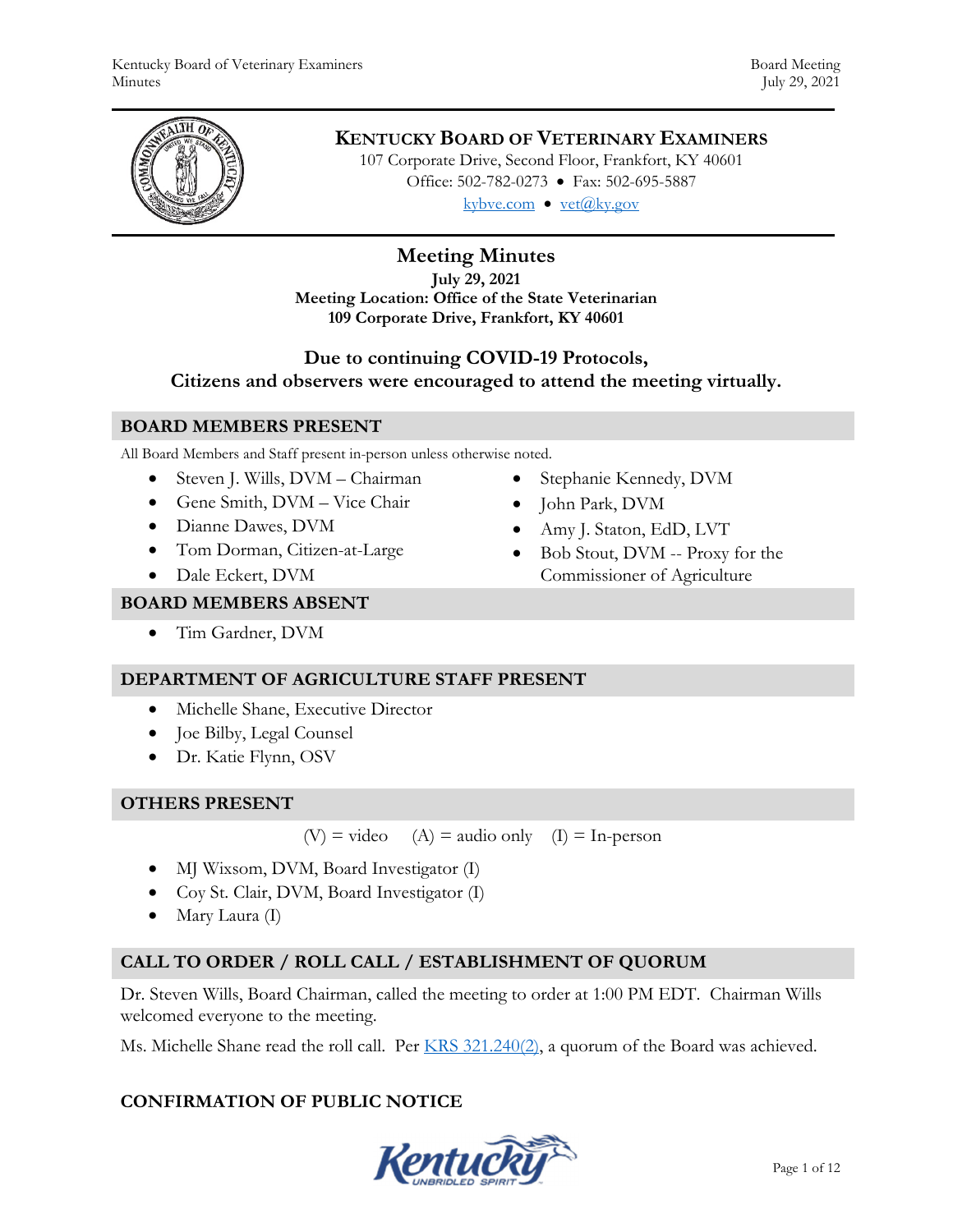# KENTUCKY BOARD OF VETERINARY EXAMINERS

107 Corporate Drive, Second Floor, Frankfort, KY 40601
Office: 502-782-0273 • Fax: 502-695-5887
kybve.com • vet@ky.gov

## Meeting Minutes

**July 29, 2021**
**Meeting Location: Office of the State Veterinarian**
**109 Corporate Drive, Frankfort, KY 40601**

### Due to continuing COVID-19 Protocols, Citizens and observers were encouraged to attend the meeting virtually.

## BOARD MEMBERS PRESENT

All Board Members and Staff present in-person unless otherwise noted.

- Steven J. Wills, DVM – Chairman
- Gene Smith, DVM – Vice Chair
- Dianne Dawes, DVM
- Tom Dorman, Citizen-at-Large
- Dale Eckert, DVM
- Stephanie Kennedy, DVM
- John Park, DVM
- Amy J. Staton, EdD, LVT
- Bob Stout, DVM -- Proxy for the Commissioner of Agriculture

## BOARD MEMBERS ABSENT

- Tim Gardner, DVM

## DEPARTMENT OF AGRICULTURE STAFF PRESENT

- Michelle Shane, Executive Director
- Joe Bilby, Legal Counsel
- Dr. Katie Flynn, OSV

## OTHERS PRESENT

(V) = video (A) = audio only (I) = In-person

- MJ Wixsom, DVM, Board Investigator (I)
- Coy St. Clair, DVM, Board Investigator (I)
- Mary Laura (I)

## CALL TO ORDER / ROLL CALL / ESTABLISHMENT OF QUORUM

Dr. Steven Wills, Board Chairman, called the meeting to order at 1:00 PM EDT. Chairman Wills welcomed everyone to the meeting.

Ms. Michelle Shane read the roll call. Per KRS 321.240(2), a quorum of the Board was achieved.

## CONFIRMATION OF PUBLIC NOTICE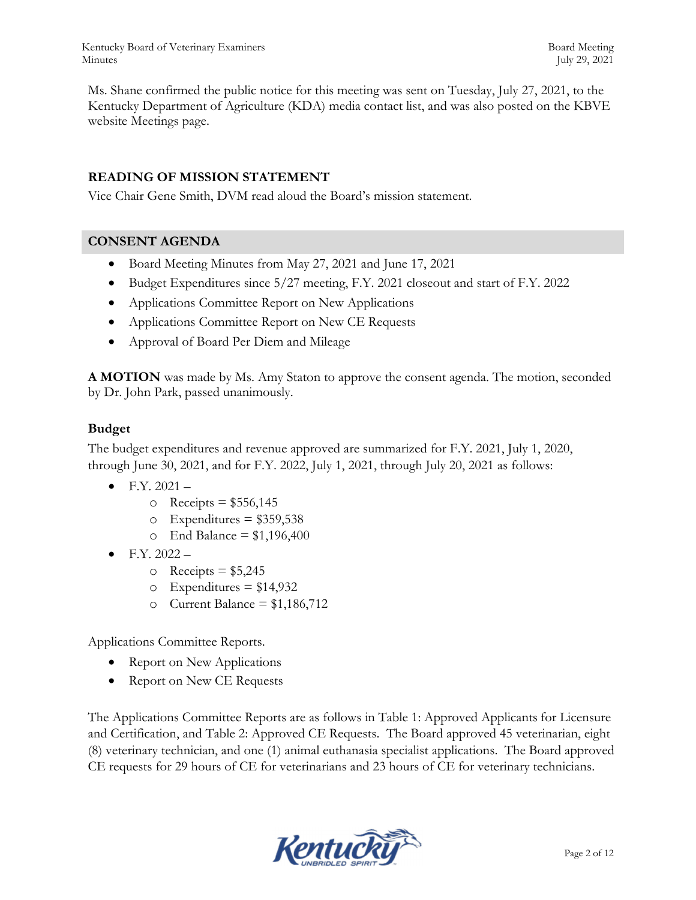Ms. Shane confirmed the public notice for this meeting was sent on Tuesday, July 27, 2021, to the Kentucky Department of Agriculture (KDA) media contact list, and was also posted on the KBVE website Meetings page.

## READING OF MISSION STATEMENT

Vice Chair Gene Smith, DVM read aloud the Board's mission statement.

## CONSENT AGENDA

- Board Meeting Minutes from May 27, 2021 and June 17, 2021
- Budget Expenditures since 5/27 meeting, F.Y. 2021 closeout and start of F.Y. 2022
- Applications Committee Report on New Applications
- Applications Committee Report on New CE Requests
- Approval of Board Per Diem and Mileage

**A MOTION** was made by Ms. Amy Staton to approve the consent agenda. The motion, seconded by Dr. John Park, passed unanimously.

### Budget

The budget expenditures and revenue approved are summarized for F.Y. 2021, July 1, 2020, through June 30, 2021, and for F.Y. 2022, July 1, 2021, through July 20, 2021 as follows:

- F.Y. 2021 –
  - Receipts = $556,145
  - Expenditures = $359,538
  - End Balance = $1,196,400
- F.Y. 2022 –
  - Receipts = $5,245
  - Expenditures = $14,932
  - Current Balance = $1,186,712

Applications Committee Reports.

- Report on New Applications
- Report on New CE Requests

The Applications Committee Reports are as follows in Table 1: Approved Applicants for Licensure and Certification, and Table 2: Approved CE Requests. The Board approved 45 veterinarian, eight (8) veterinary technician, and one (1) animal euthanasia specialist applications. The Board approved CE requests for 29 hours of CE for veterinarians and 23 hours of CE for veterinary technicians.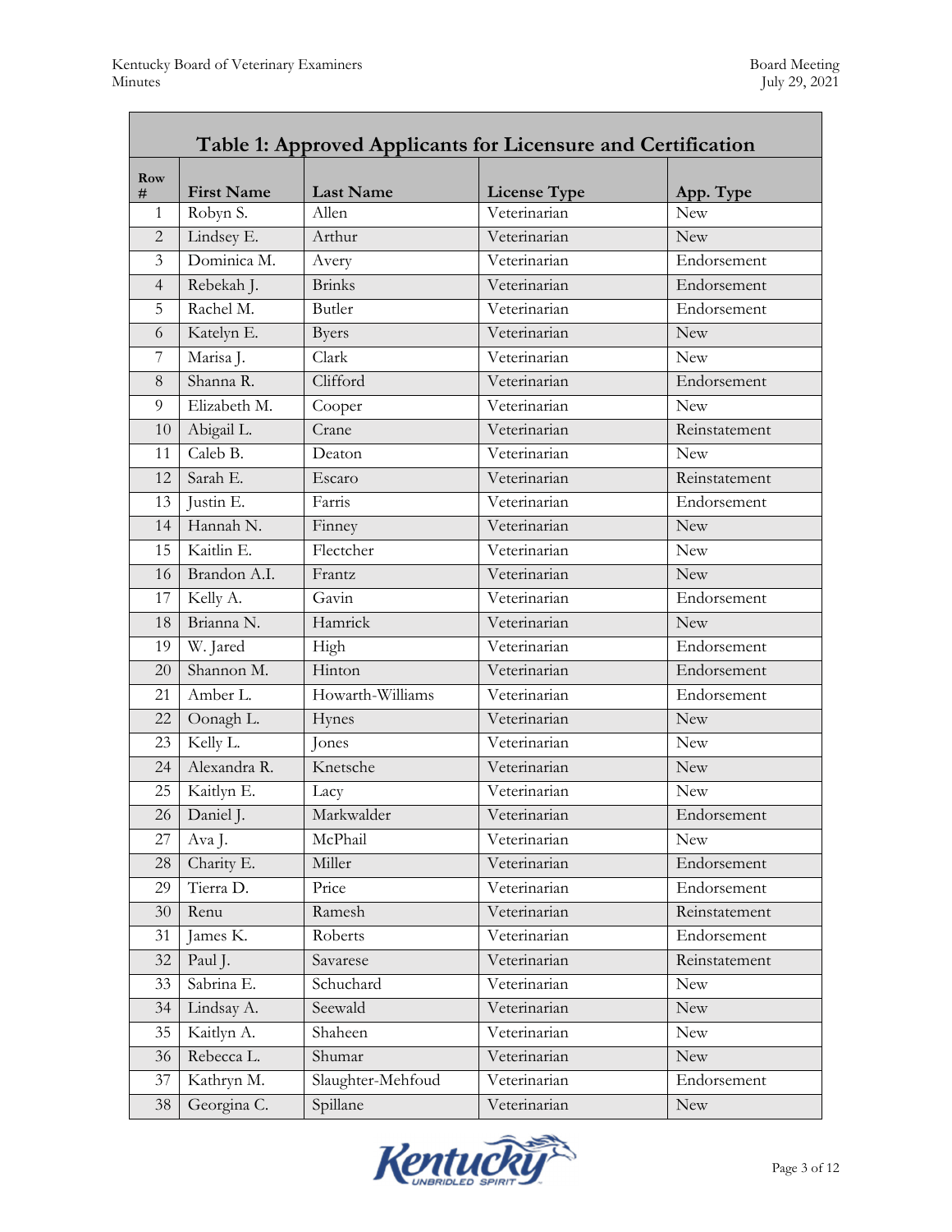| Table 1: Approved Applicants for Licensure and Certification | | | | |
|---|---|---|---|---|
| Row # | First Name | Last Name | License Type | App. Type |
| 1 | Robyn S. | Allen | Veterinarian | New |
| 2 | Lindsey E. | Arthur | Veterinarian | New |
| 3 | Dominica M. | Avery | Veterinarian | Endorsement |
| 4 | Rebekah J. | Brinks | Veterinarian | Endorsement |
| 5 | Rachel M. | Butler | Veterinarian | Endorsement |
| 6 | Katelyn E. | Byers | Veterinarian | New |
| 7 | Marisa J. | Clark | Veterinarian | New |
| 8 | Shanna R. | Clifford | Veterinarian | Endorsement |
| 9 | Elizabeth M. | Cooper | Veterinarian | New |
| 10 | Abigail L. | Crane | Veterinarian | Reinstatement |
| 11 | Caleb B. | Deaton | Veterinarian | New |
| 12 | Sarah E. | Escaro | Veterinarian | Reinstatement |
| 13 | Justin E. | Farris | Veterinarian | Endorsement |
| 14 | Hannah N. | Finney | Veterinarian | New |
| 15 | Kaitlin E. | Flectcher | Veterinarian | New |
| 16 | Brandon A.I. | Frantz | Veterinarian | New |
| 17 | Kelly A. | Gavin | Veterinarian | Endorsement |
| 18 | Brianna N. | Hamrick | Veterinarian | New |
| 19 | W. Jared | High | Veterinarian | Endorsement |
| 20 | Shannon M. | Hinton | Veterinarian | Endorsement |
| 21 | Amber L. | Howarth-Williams | Veterinarian | Endorsement |
| 22 | Oonagh L. | Hynes | Veterinarian | New |
| 23 | Kelly L. | Jones | Veterinarian | New |
| 24 | Alexandra R. | Knetsche | Veterinarian | New |
| 25 | Kaitlyn E. | Lacy | Veterinarian | New |
| 26 | Daniel J. | Markwalder | Veterinarian | Endorsement |
| 27 | Ava J. | McPhail | Veterinarian | New |
| 28 | Charity E. | Miller | Veterinarian | Endorsement |
| 29 | Tierra D. | Price | Veterinarian | Endorsement |
| 30 | Renu | Ramesh | Veterinarian | Reinstatement |
| 31 | James K. | Roberts | Veterinarian | Endorsement |
| 32 | Paul J. | Savarese | Veterinarian | Reinstatement |
| 33 | Sabrina E. | Schuchard | Veterinarian | New |
| 34 | Lindsay A. | Seewald | Veterinarian | New |
| 35 | Kaitlyn A. | Shaheen | Veterinarian | New |
| 36 | Rebecca L. | Shumar | Veterinarian | New |
| 37 | Kathryn M. | Slaughter-Mehfoud | Veterinarian | Endorsement |
| 38 | Georgina C. | Spillane | Veterinarian | New |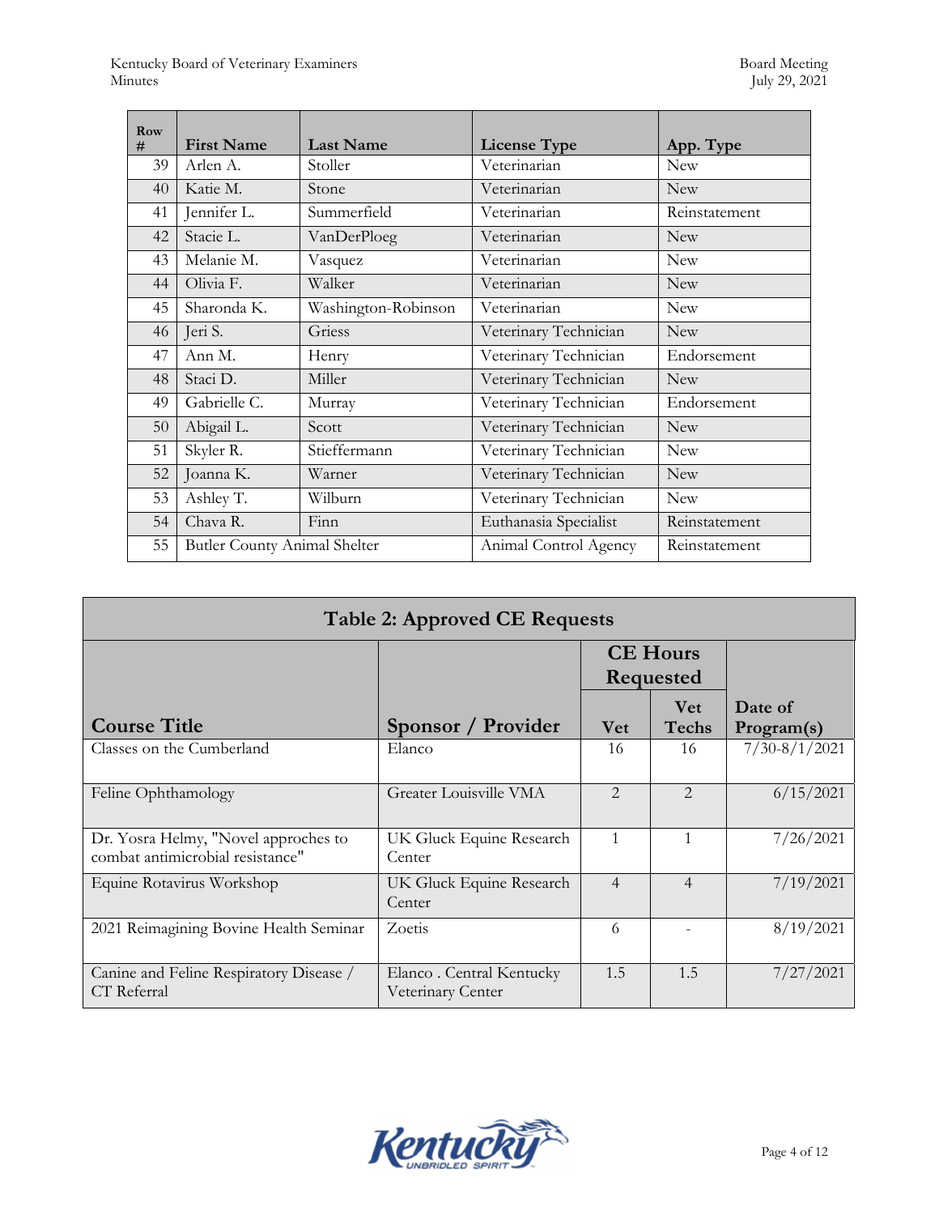| Row # | First Name | Last Name | License Type | App. Type |
|---|---|---|---|---|
| 39 | Arlen A. | Stoller | Veterinarian | New |
| 40 | Katie M. | Stone | Veterinarian | New |
| 41 | Jennifer L. | Summerfield | Veterinarian | Reinstatement |
| 42 | Stacie L. | VanDerPloeg | Veterinarian | New |
| 43 | Melanie M. | Vasquez | Veterinarian | New |
| 44 | Olivia F. | Walker | Veterinarian | New |
| 45 | Sharonda K. | Washington-Robinson | Veterinarian | New |
| 46 | Jeri S. | Griess | Veterinary Technician | New |
| 47 | Ann M. | Henry | Veterinary Technician | Endorsement |
| 48 | Staci D. | Miller | Veterinary Technician | New |
| 49 | Gabrielle C. | Murray | Veterinary Technician | Endorsement |
| 50 | Abigail L. | Scott | Veterinary Technician | New |
| 51 | Skyler R. | Stieffermann | Veterinary Technician | New |
| 52 | Joanna K. | Warner | Veterinary Technician | New |
| 53 | Ashley T. | Wilburn | Veterinary Technician | New |
| 54 | Chava R. | Finn | Euthanasia Specialist | Reinstatement |
| 55 | Butler County Animal Shelter | | Animal Control Agency | Reinstatement |

**Table 2: Approved CE Requests**

| Course Title | Sponsor / Provider | CE Hours Requested | | Date of Program(s) |
|---|---|---|---|---|
| | | Vet | Vet Techs | |
| Classes on the Cumberland | Elanco | 16 | 16 | 7/30-8/1/2021 |
| Feline Ophthamology | Greater Louisville VMA | 2 | 2 | 6/15/2021 |
| Dr. Yosra Helmy, "Novel approches to combat antimicrobial resistance" | UK Gluck Equine Research Center | 1 | 1 | 7/26/2021 |
| Equine Rotavirus Workshop | UK Gluck Equine Research Center | 4 | 4 | 7/19/2021 |
| 2021 Reimagining Bovine Health Seminar | Zoetis | 6 | - | 8/19/2021 |
| Canine and Feline Respiratory Disease / CT Referral | Elanco . Central Kentucky Veterinary Center | 1.5 | 1.5 | 7/27/2021 |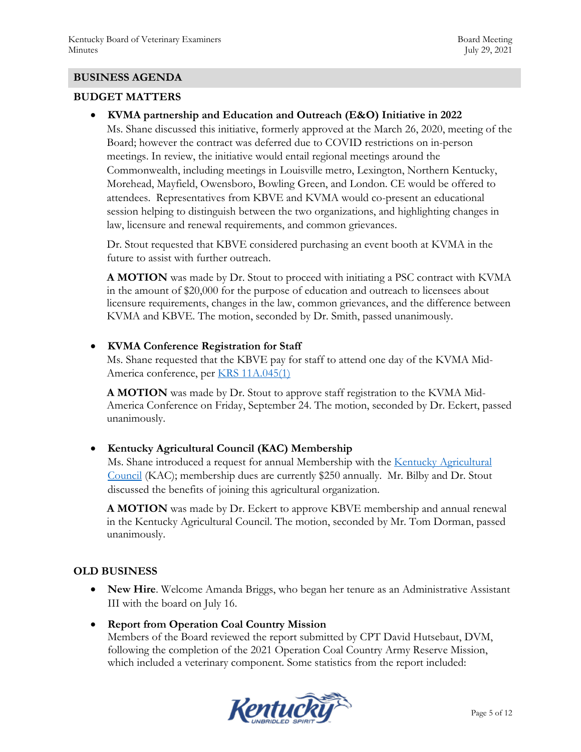## BUSINESS AGENDA

### BUDGET MATTERS

- **KVMA partnership and Education and Outreach (E&O) Initiative in 2022**
  Ms. Shane discussed this initiative, formerly approved at the March 26, 2020, meeting of the Board; however the contract was deferred due to COVID restrictions on in-person meetings. In review, the initiative would entail regional meetings around the Commonwealth, including meetings in Louisville metro, Lexington, Northern Kentucky, Morehead, Mayfield, Owensboro, Bowling Green, and London. CE would be offered to attendees. Representatives from KBVE and KVMA would co-present an educational session helping to distinguish between the two organizations, and highlighting changes in law, licensure and renewal requirements, and common grievances.

  Dr. Stout requested that KBVE considered purchasing an event booth at KVMA in the future to assist with further outreach.

  **A MOTION** was made by Dr. Stout to proceed with initiating a PSC contract with KVMA in the amount of $20,000 for the purpose of education and outreach to licensees about licensure requirements, changes in the law, common grievances, and the difference between KVMA and KBVE. The motion, seconded by Dr. Smith, passed unanimously.

- **KVMA Conference Registration for Staff**
  Ms. Shane requested that the KBVE pay for staff to attend one day of the KVMA Mid-America conference, per KRS 11A.045(1)

  **A MOTION** was made by Dr. Stout to approve staff registration to the KVMA Mid-America Conference on Friday, September 24. The motion, seconded by Dr. Eckert, passed unanimously.

- **Kentucky Agricultural Council (KAC) Membership**
  Ms. Shane introduced a request for annual Membership with the Kentucky Agricultural Council (KAC); membership dues are currently $250 annually. Mr. Bilby and Dr. Stout discussed the benefits of joining this agricultural organization.

  **A MOTION** was made by Dr. Eckert to approve KBVE membership and annual renewal in the Kentucky Agricultural Council. The motion, seconded by Mr. Tom Dorman, passed unanimously.

### OLD BUSINESS

- **New Hire**. Welcome Amanda Briggs, who began her tenure as an Administrative Assistant III with the board on July 16.

- **Report from Operation Coal Country Mission**
  Members of the Board reviewed the report submitted by CPT David Hutsebaut, DVM, following the completion of the 2021 Operation Coal Country Army Reserve Mission, which included a veterinary component. Some statistics from the report included: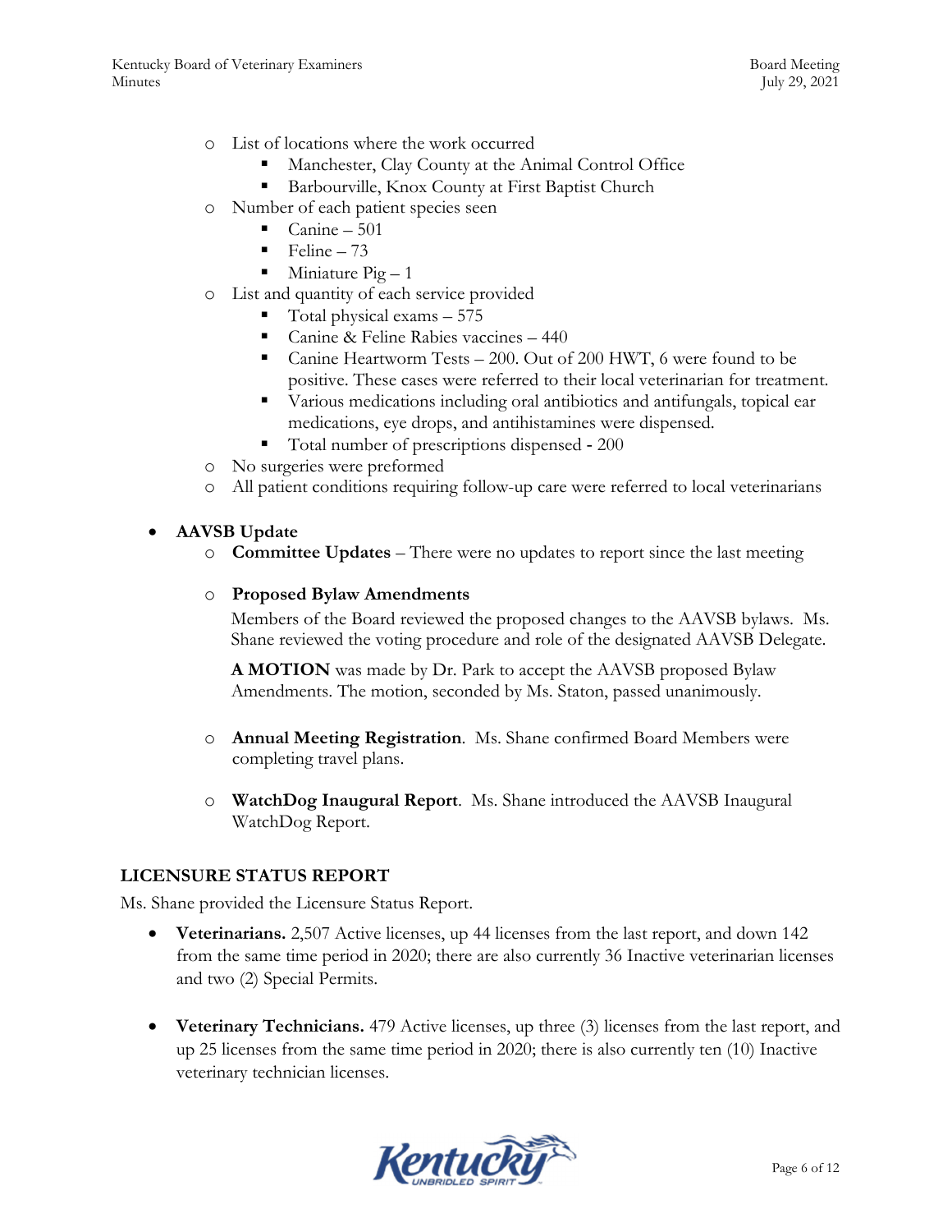- List of locations where the work occurred
  - Manchester, Clay County at the Animal Control Office
  - Barbourville, Knox County at First Baptist Church
- Number of each patient species seen
  - Canine – 501
  - Feline – 73
  - Miniature Pig – 1
- List and quantity of each service provided
  - Total physical exams – 575
  - Canine & Feline Rabies vaccines – 440
  - Canine Heartworm Tests – 200. Out of 200 HWT, 6 were found to be positive. These cases were referred to their local veterinarian for treatment.
  - Various medications including oral antibiotics and antifungals, topical ear medications, eye drops, and antihistamines were dispensed.
  - Total number of prescriptions dispensed - 200
- No surgeries were preformed
- All patient conditions requiring follow-up care were referred to local veterinarians

- **AAVSB Update**
  - **Committee Updates** – There were no updates to report since the last meeting
  - **Proposed Bylaw Amendments**

    Members of the Board reviewed the proposed changes to the AAVSB bylaws. Ms. Shane reviewed the voting procedure and role of the designated AAVSB Delegate.

    **A MOTION** was made by Dr. Park to accept the AAVSB proposed Bylaw Amendments. The motion, seconded by Ms. Staton, passed unanimously.

  - **Annual Meeting Registration**. Ms. Shane confirmed Board Members were completing travel plans.
  - **WatchDog Inaugural Report**. Ms. Shane introduced the AAVSB Inaugural WatchDog Report.

## LICENSURE STATUS REPORT

Ms. Shane provided the Licensure Status Report.

- **Veterinarians.** 2,507 Active licenses, up 44 licenses from the last report, and down 142 from the same time period in 2020; there are also currently 36 Inactive veterinarian licenses and two (2) Special Permits.
- **Veterinary Technicians.** 479 Active licenses, up three (3) licenses from the last report, and up 25 licenses from the same time period in 2020; there is also currently ten (10) Inactive veterinary technician licenses.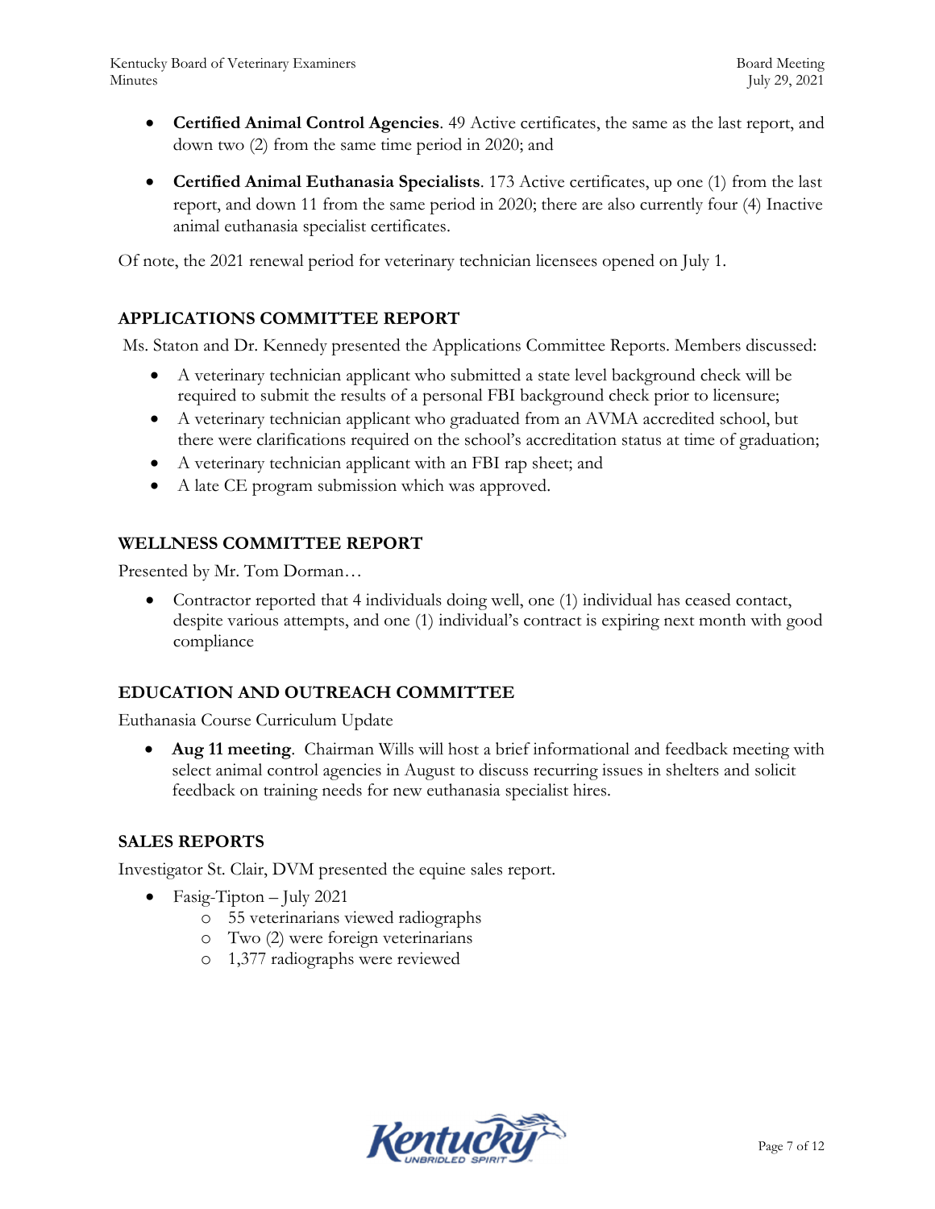- **Certified Animal Control Agencies**. 49 Active certificates, the same as the last report, and down two (2) from the same time period in 2020; and

- **Certified Animal Euthanasia Specialists**. 173 Active certificates, up one (1) from the last report, and down 11 from the same period in 2020; there are also currently four (4) Inactive animal euthanasia specialist certificates.

Of note, the 2021 renewal period for veterinary technician licensees opened on July 1.

## APPLICATIONS COMMITTEE REPORT

Ms. Staton and Dr. Kennedy presented the Applications Committee Reports. Members discussed:

- A veterinary technician applicant who submitted a state level background check will be required to submit the results of a personal FBI background check prior to licensure;
- A veterinary technician applicant who graduated from an AVMA accredited school, but there were clarifications required on the school's accreditation status at time of graduation;
- A veterinary technician applicant with an FBI rap sheet; and
- A late CE program submission which was approved.

## WELLNESS COMMITTEE REPORT

Presented by Mr. Tom Dorman…

- Contractor reported that 4 individuals doing well, one (1) individual has ceased contact, despite various attempts, and one (1) individual's contract is expiring next month with good compliance

## EDUCATION AND OUTREACH COMMITTEE

Euthanasia Course Curriculum Update

- **Aug 11 meeting**. Chairman Wills will host a brief informational and feedback meeting with select animal control agencies in August to discuss recurring issues in shelters and solicit feedback on training needs for new euthanasia specialist hires.

## SALES REPORTS

Investigator St. Clair, DVM presented the equine sales report.

- Fasig-Tipton – July 2021
  - 55 veterinarians viewed radiographs
  - Two (2) were foreign veterinarians
  - 1,377 radiographs were reviewed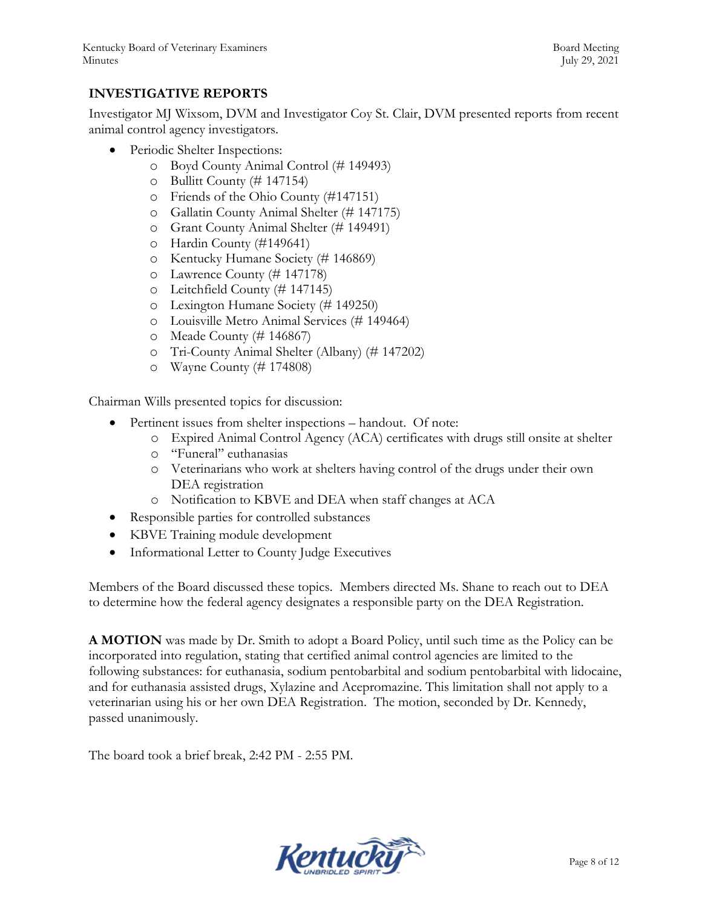## INVESTIGATIVE REPORTS

Investigator MJ Wixsom, DVM and Investigator Coy St. Clair, DVM presented reports from recent animal control agency investigators.

- Periodic Shelter Inspections:
  - Boyd County Animal Control (# 149493)
  - Bullitt County (# 147154)
  - Friends of the Ohio County (#147151)
  - Gallatin County Animal Shelter (# 147175)
  - Grant County Animal Shelter (# 149491)
  - Hardin County (#149641)
  - Kentucky Humane Society (# 146869)
  - Lawrence County (# 147178)
  - Leitchfield County (# 147145)
  - Lexington Humane Society (# 149250)
  - Louisville Metro Animal Services (# 149464)
  - Meade County (# 146867)
  - Tri-County Animal Shelter (Albany) (# 147202)
  - Wayne County (# 174808)

Chairman Wills presented topics for discussion:

- Pertinent issues from shelter inspections – handout. Of note:
  - Expired Animal Control Agency (ACA) certificates with drugs still onsite at shelter
  - "Funeral" euthanasias
  - Veterinarians who work at shelters having control of the drugs under their own DEA registration
  - Notification to KBVE and DEA when staff changes at ACA
- Responsible parties for controlled substances
- KBVE Training module development
- Informational Letter to County Judge Executives

Members of the Board discussed these topics. Members directed Ms. Shane to reach out to DEA to determine how the federal agency designates a responsible party on the DEA Registration.

**A MOTION** was made by Dr. Smith to adopt a Board Policy, until such time as the Policy can be incorporated into regulation, stating that certified animal control agencies are limited to the following substances: for euthanasia, sodium pentobarbital and sodium pentobarbital with lidocaine, and for euthanasia assisted drugs, Xylazine and Acepromazine. This limitation shall not apply to a veterinarian using his or her own DEA Registration. The motion, seconded by Dr. Kennedy, passed unanimously.

The board took a brief break, 2:42 PM - 2:55 PM.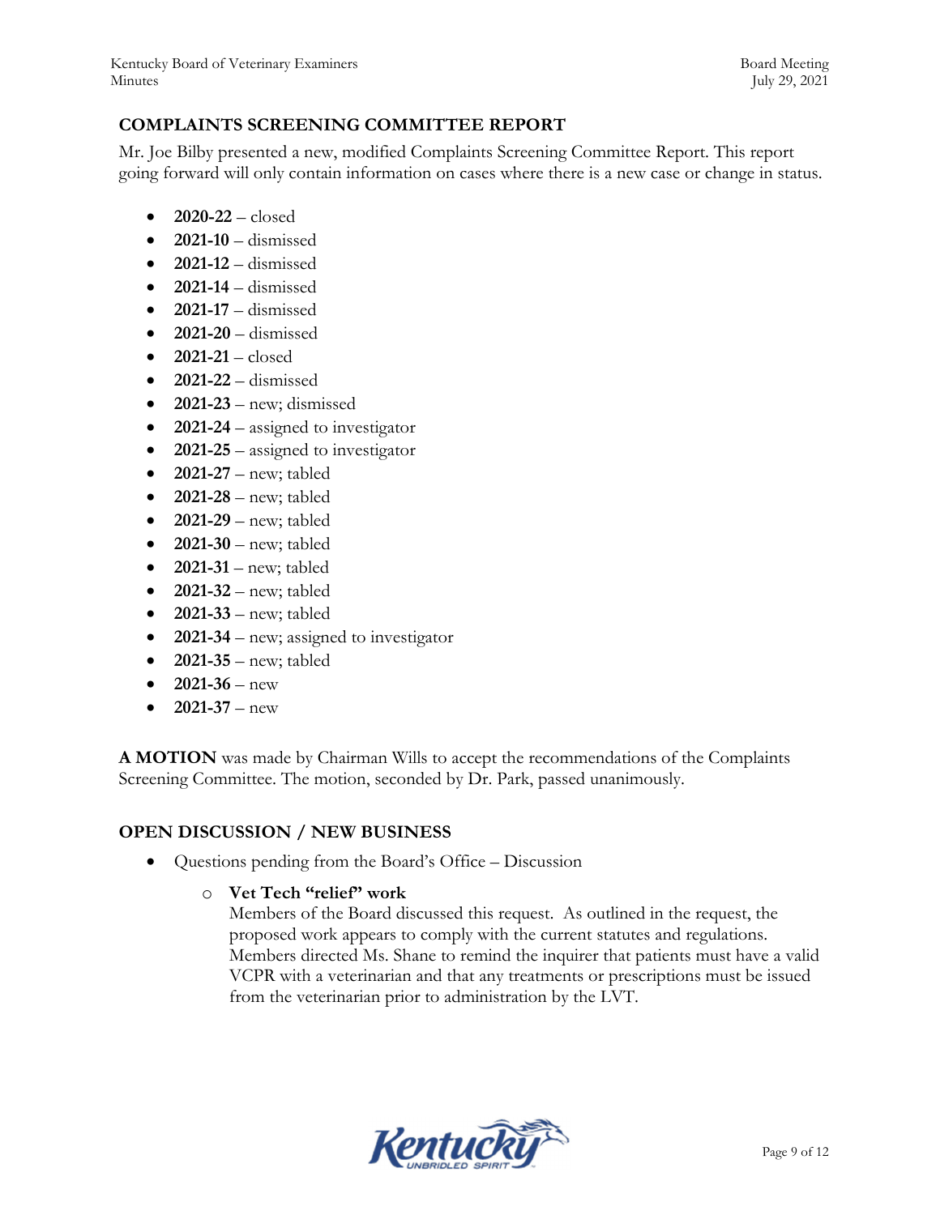## COMPLAINTS SCREENING COMMITTEE REPORT

Mr. Joe Bilby presented a new, modified Complaints Screening Committee Report. This report going forward will only contain information on cases where there is a new case or change in status.

- **2020-22** – closed
- **2021-10** – dismissed
- **2021-12** – dismissed
- **2021-14** – dismissed
- **2021-17** – dismissed
- **2021-20** – dismissed
- **2021-21** – closed
- **2021-22** – dismissed
- **2021-23** – new; dismissed
- **2021-24** – assigned to investigator
- **2021-25** – assigned to investigator
- **2021-27** – new; tabled
- **2021-28** – new; tabled
- **2021-29** – new; tabled
- **2021-30** – new; tabled
- **2021-31** – new; tabled
- **2021-32** – new; tabled
- **2021-33** – new; tabled
- **2021-34** – new; assigned to investigator
- **2021-35** – new; tabled
- **2021-36** – new
- **2021-37** – new

**A MOTION** was made by Chairman Wills to accept the recommendations of the Complaints Screening Committee. The motion, seconded by Dr. Park, passed unanimously.

## OPEN DISCUSSION / NEW BUSINESS

- Questions pending from the Board's Office – Discussion
  - **Vet Tech "relief" work**
    Members of the Board discussed this request. As outlined in the request, the proposed work appears to comply with the current statutes and regulations. Members directed Ms. Shane to remind the inquirer that patients must have a valid VCPR with a veterinarian and that any treatments or prescriptions must be issued from the veterinarian prior to administration by the LVT.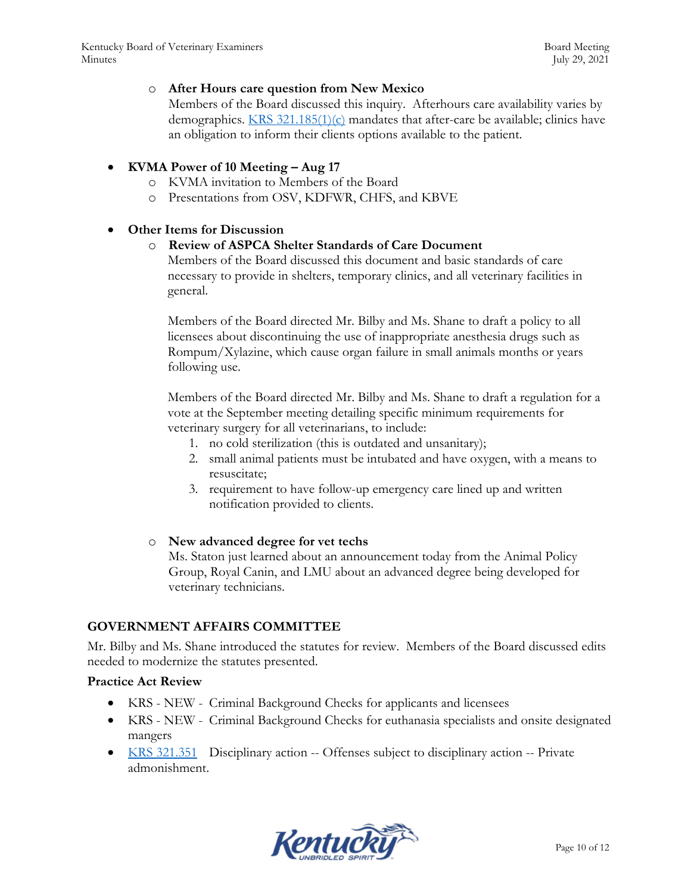- **After Hours care question from New Mexico**
  Members of the Board discussed this inquiry. Afterhours care availability varies by demographics. [KRS 321.185(1)(c)](#) mandates that after-care be available; clinics have an obligation to inform their clients options available to the patient.

- **KVMA Power of 10 Meeting – Aug 17**
  - KVMA invitation to Members of the Board
  - Presentations from OSV, KDFWR, CHFS, and KBVE

- **Other Items for Discussion**
  - **Review of ASPCA Shelter Standards of Care Document**
    Members of the Board discussed this document and basic standards of care necessary to provide in shelters, temporary clinics, and all veterinary facilities in general.

    Members of the Board directed Mr. Bilby and Ms. Shane to draft a policy to all licensees about discontinuing the use of inappropriate anesthesia drugs such as Rompum/Xylazine, which cause organ failure in small animals months or years following use.

    Members of the Board directed Mr. Bilby and Ms. Shane to draft a regulation for a vote at the September meeting detailing specific minimum requirements for veterinary surgery for all veterinarians, to include:
    1. no cold sterilization (this is outdated and unsanitary);
    2. small animal patients must be intubated and have oxygen, with a means to resuscitate;
    3. requirement to have follow-up emergency care lined up and written notification provided to clients.

  - **New advanced degree for vet techs**
    Ms. Staton just learned about an announcement today from the Animal Policy Group, Royal Canin, and LMU about an advanced degree being developed for veterinary technicians.

## GOVERNMENT AFFAIRS COMMITTEE

Mr. Bilby and Ms. Shane introduced the statutes for review. Members of the Board discussed edits needed to modernize the statutes presented.

### Practice Act Review

- KRS - NEW - Criminal Background Checks for applicants and licensees
- KRS - NEW - Criminal Background Checks for euthanasia specialists and onsite designated mangers
- [KRS 321.351](#) Disciplinary action -- Offenses subject to disciplinary action -- Private admonishment.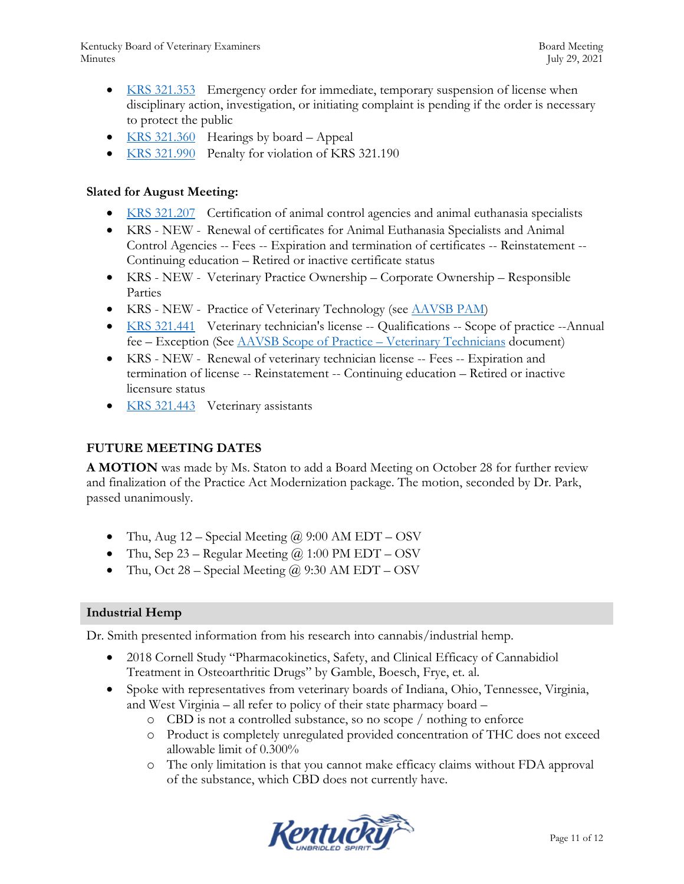- KRS 321.353 Emergency order for immediate, temporary suspension of license when disciplinary action, investigation, or initiating complaint is pending if the order is necessary to protect the public
- KRS 321.360 Hearings by board – Appeal
- KRS 321.990 Penalty for violation of KRS 321.190

**Slated for August Meeting:**

- KRS 321.207 Certification of animal control agencies and animal euthanasia specialists
- KRS - NEW - Renewal of certificates for Animal Euthanasia Specialists and Animal Control Agencies -- Fees -- Expiration and termination of certificates -- Reinstatement -- Continuing education – Retired or inactive certificate status
- KRS - NEW - Veterinary Practice Ownership – Corporate Ownership – Responsible Parties
- KRS - NEW - Practice of Veterinary Technology (see AAVSB PAM)
- KRS 321.441 Veterinary technician's license -- Qualifications -- Scope of practice --Annual fee – Exception (See AAVSB Scope of Practice – Veterinary Technicians document)
- KRS - NEW - Renewal of veterinary technician license -- Fees -- Expiration and termination of license -- Reinstatement -- Continuing education – Retired or inactive licensure status
- KRS 321.443 Veterinary assistants

## FUTURE MEETING DATES

**A MOTION** was made by Ms. Staton to add a Board Meeting on October 28 for further review and finalization of the Practice Act Modernization package. The motion, seconded by Dr. Park, passed unanimously.

- Thu, Aug 12 – Special Meeting @ 9:00 AM EDT – OSV
- Thu, Sep 23 – Regular Meeting @ 1:00 PM EDT – OSV
- Thu, Oct 28 – Special Meeting @ 9:30 AM EDT – OSV

## Industrial Hemp

Dr. Smith presented information from his research into cannabis/industrial hemp.

- 2018 Cornell Study "Pharmacokinetics, Safety, and Clinical Efficacy of Cannabidiol Treatment in Osteoarthritic Drugs" by Gamble, Boesch, Frye, et. al.
- Spoke with representatives from veterinary boards of Indiana, Ohio, Tennessee, Virginia, and West Virginia – all refer to policy of their state pharmacy board –
  - CBD is not a controlled substance, so no scope / nothing to enforce
  - Product is completely unregulated provided concentration of THC does not exceed allowable limit of 0.300%
  - The only limitation is that you cannot make efficacy claims without FDA approval of the substance, which CBD does not currently have.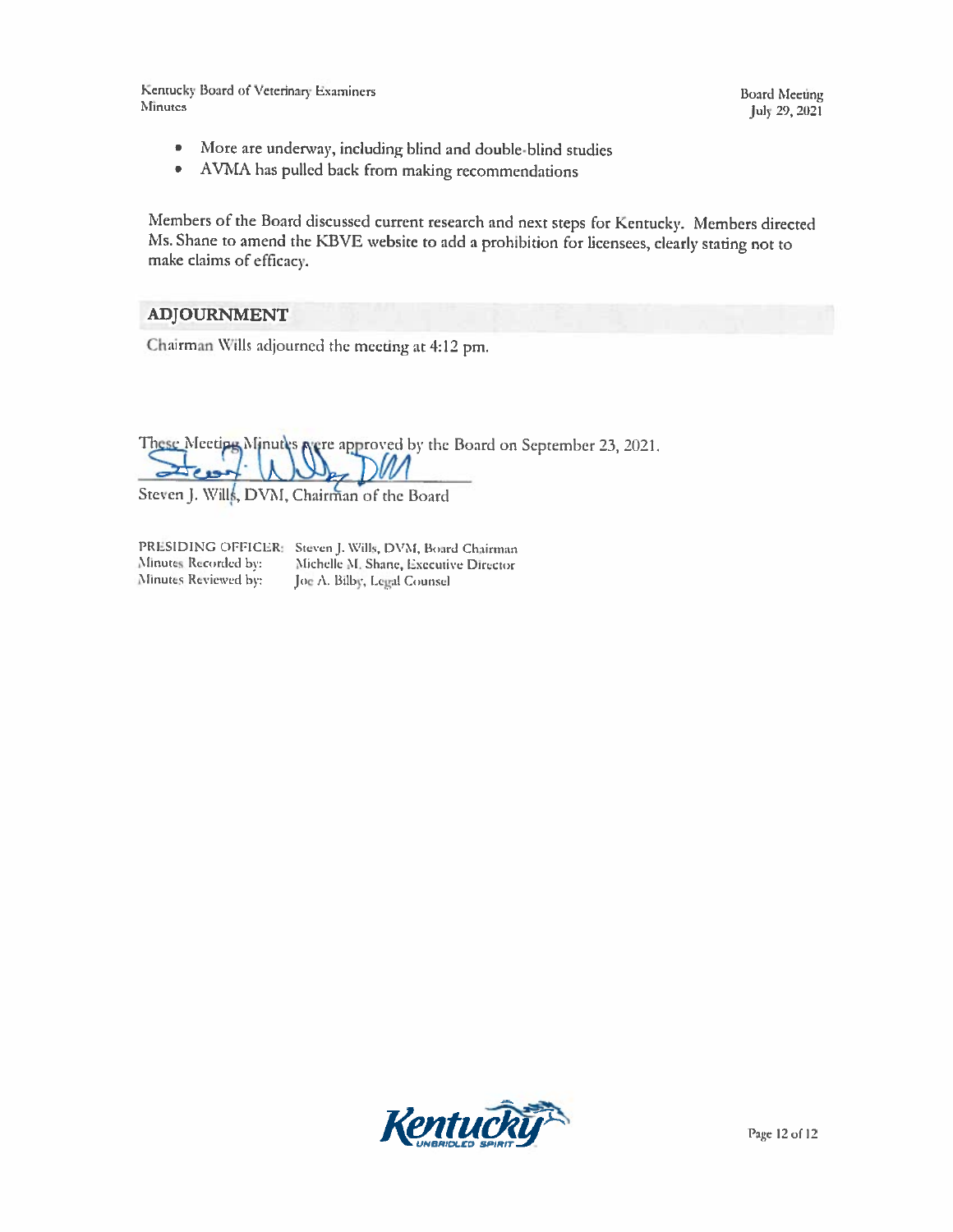- More are underway, including blind and double-blind studies
- AVMA has pulled back from making recommendations

Members of the Board discussed current research and next steps for Kentucky. Members directed Ms. Shane to amend the KBVE website to add a prohibition for licensees, clearly stating not to make claims of efficacy.

## ADJOURNMENT

Chairman Wills adjourned the meeting at 4:12 pm.

These Meeting Minutes were approved by the Board on September 23, 2021.

Steven J. Wills, DVM, Chairman of the Board

PRESIDING OFFICER: Steven J. Wills, DVM, Board Chairman
Minutes Recorded by: Michelle M. Shane, Executive Director
Minutes Reviewed by: Joe A. Bilby, Legal Counsel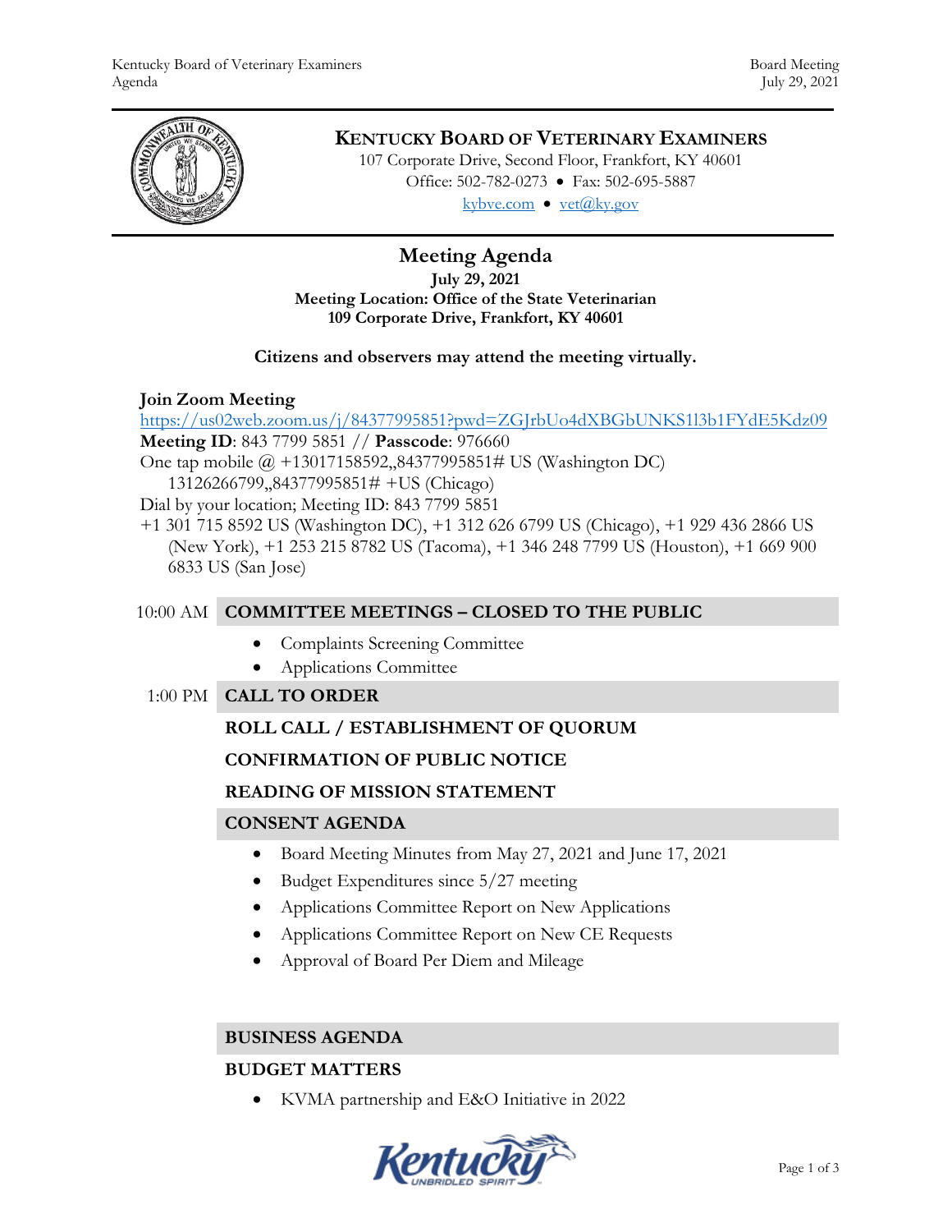# KENTUCKY BOARD OF VETERINARY EXAMINERS

107 Corporate Drive, Second Floor, Frankfort, KY 40601
Office: 502-782-0273 • Fax: 502-695-5887
kybve.com • vet@ky.gov

## Meeting Agenda

**July 29, 2021**
**Meeting Location: Office of the State Veterinarian**
**109 Corporate Drive, Frankfort, KY 40601**

**Citizens and observers may attend the meeting virtually.**

**Join Zoom Meeting**
https://us02web.zoom.us/j/84377995851?pwd=ZGJrbUo4dXBGbUNKS1l3b1FYdE5Kdz09
**Meeting ID**: 843 7799 5851 // **Passcode**: 976660
One tap mobile @ +13017158592,,84377995851# US (Washington DC)
13126266799,,84377995851# +US (Chicago)
Dial by your location; Meeting ID: 843 7799 5851
+1 301 715 8592 US (Washington DC), +1 312 626 6799 US (Chicago), +1 929 436 2866 US (New York), +1 253 215 8782 US (Tacoma), +1 346 248 7799 US (Houston), +1 669 900 6833 US (San Jose)

10:00 AM **COMMITTEE MEETINGS – CLOSED TO THE PUBLIC**

- Complaints Screening Committee
- Applications Committee

1:00 PM **CALL TO ORDER**

**ROLL CALL / ESTABLISHMENT OF QUORUM**

**CONFIRMATION OF PUBLIC NOTICE**

**READING OF MISSION STATEMENT**

**CONSENT AGENDA**

- Board Meeting Minutes from May 27, 2021 and June 17, 2021
- Budget Expenditures since 5/27 meeting
- Applications Committee Report on New Applications
- Applications Committee Report on New CE Requests
- Approval of Board Per Diem and Mileage

**BUSINESS AGENDA**

**BUDGET MATTERS**

- KVMA partnership and E&O Initiative in 2022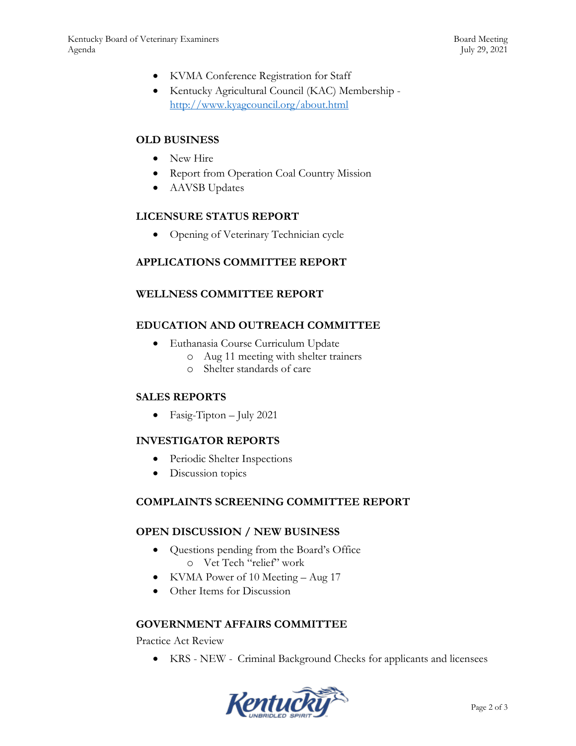- KVMA Conference Registration for Staff
- Kentucky Agricultural Council (KAC) Membership - http://www.kyagcouncil.org/about.html

**OLD BUSINESS**

- New Hire
- Report from Operation Coal Country Mission
- AAVSB Updates

**LICENSURE STATUS REPORT**

- Opening of Veterinary Technician cycle

**APPLICATIONS COMMITTEE REPORT**

**WELLNESS COMMITTEE REPORT**

**EDUCATION AND OUTREACH COMMITTEE**

- Euthanasia Course Curriculum Update
  - Aug 11 meeting with shelter trainers
  - Shelter standards of care

**SALES REPORTS**

- Fasig-Tipton – July 2021

**INVESTIGATOR REPORTS**

- Periodic Shelter Inspections
- Discussion topics

**COMPLAINTS SCREENING COMMITTEE REPORT**

**OPEN DISCUSSION / NEW BUSINESS**

- Questions pending from the Board's Office
  - Vet Tech "relief" work
- KVMA Power of 10 Meeting – Aug 17
- Other Items for Discussion

**GOVERNMENT AFFAIRS COMMITTEE**

Practice Act Review

- KRS - NEW - Criminal Background Checks for applicants and licensees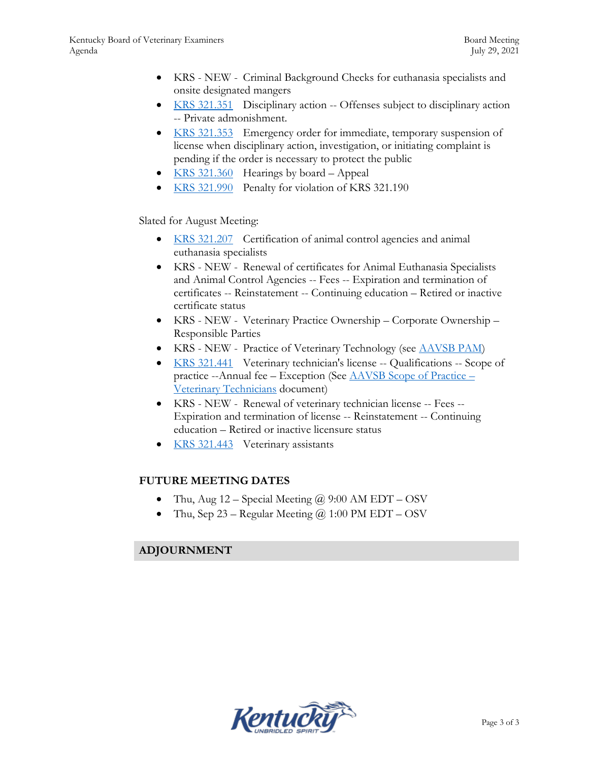- KRS - NEW - Criminal Background Checks for euthanasia specialists and onsite designated mangers
- KRS 321.351 Disciplinary action -- Offenses subject to disciplinary action -- Private admonishment.
- KRS 321.353 Emergency order for immediate, temporary suspension of license when disciplinary action, investigation, or initiating complaint is pending if the order is necessary to protect the public
- KRS 321.360 Hearings by board – Appeal
- KRS 321.990 Penalty for violation of KRS 321.190

Slated for August Meeting:

- KRS 321.207 Certification of animal control agencies and animal euthanasia specialists
- KRS - NEW - Renewal of certificates for Animal Euthanasia Specialists and Animal Control Agencies -- Fees -- Expiration and termination of certificates -- Reinstatement -- Continuing education – Retired or inactive certificate status
- KRS - NEW - Veterinary Practice Ownership – Corporate Ownership – Responsible Parties
- KRS - NEW - Practice of Veterinary Technology (see AAVSB PAM)
- KRS 321.441 Veterinary technician's license -- Qualifications -- Scope of practice --Annual fee – Exception (See AAVSB Scope of Practice – Veterinary Technicians document)
- KRS - NEW - Renewal of veterinary technician license -- Fees -- Expiration and termination of license -- Reinstatement -- Continuing education – Retired or inactive licensure status
- KRS 321.443 Veterinary assistants

## FUTURE MEETING DATES

- Thu, Aug 12 – Special Meeting @ 9:00 AM EDT – OSV
- Thu, Sep 23 – Regular Meeting @ 1:00 PM EDT – OSV

## ADJOURNMENT